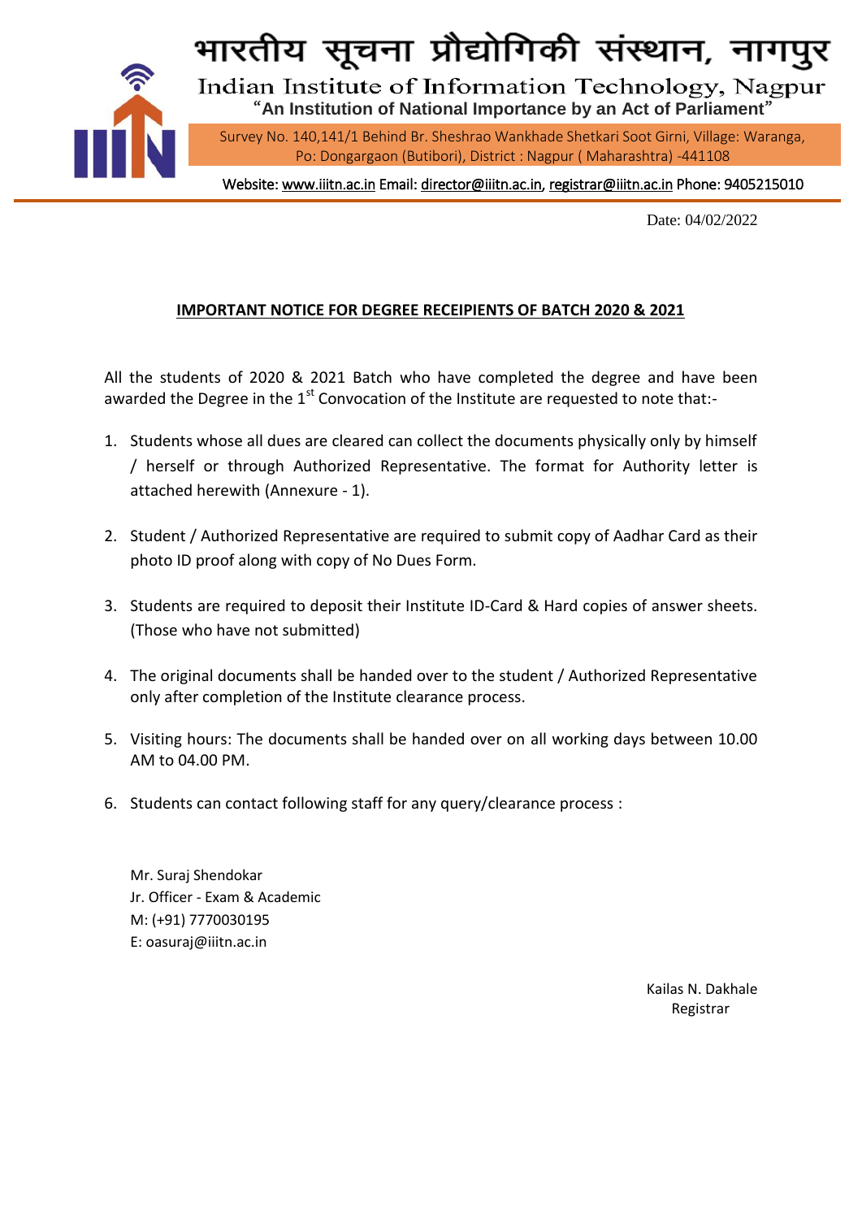# भारतीय सूचना प्रौद्योगिकी संस्थान, नागपुर

## Indian Institute of Information Technology, Nagpur

**"An Institution of National Importance by an Act of Parliament"**

Survey No. 140,141/1 Behind Br. Sheshrao Wankhade Shetkari Soot Girni, Village: Waranga, Po: Dongargaon (Butibori), District : Nagpur ( Maharashtra) -441108

Website: www.iiitn.ac.in Email: director@iiitn.ac.in, registrar@iiitn.ac.in Phone: 9405215010

Date: 04/02/2022

**IMPORTANT NOTICE FOR DEGREE RECEIPIENTS OF BATCH 2020 & 2021**

All the students of 2020 & 2021 Batch who have completed the degree and have been awarded the Degree in the 1st Convocation of the Institute are requested to note that:-

1. Students whose all dues are cleared can collect the documents physically only by himself / herself or through Authorized Representative. The format for Authority letter is attached herewith (Annexure - 1).
2. Student / Authorized Representative are required to submit copy of Aadhar Card as their photo ID proof along with copy of No Dues Form.
3. Students are required to deposit their Institute ID-Card & Hard copies of answer sheets. (Those who have not submitted)
4. The original documents shall be handed over to the student / Authorized Representative only after completion of the Institute clearance process.
5. Visiting hours: The documents shall be handed over on all working days between 10.00 AM to 04.00 PM.
6. Students can contact following staff for any query/clearance process :

Mr. Suraj Shendokar
Jr. Officer - Exam & Academic
M: (+91) 7770030195
E: oasuraj@iiitn.ac.in

Kailas N. Dakhale
Registrar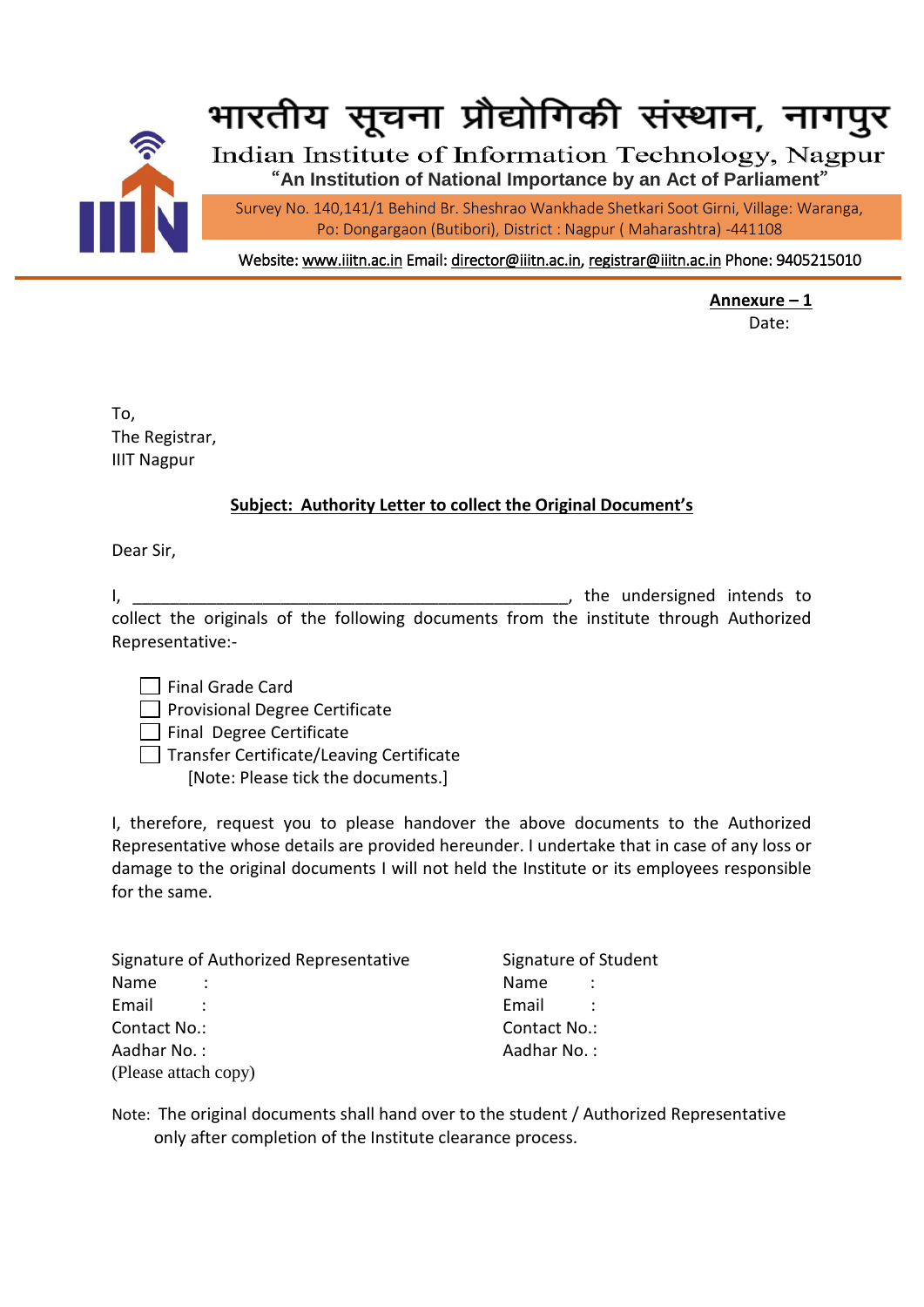# भारतीय सूचना प्रौद्योगिकी संस्थान, नागपुर

## Indian Institute of Information Technology, Nagpur

**"An Institution of National Importance by an Act of Parliament"**

Survey No. 140,141/1 Behind Br. Sheshrao Wankhade Shetkari Soot Girni, Village: Waranga, Po: Dongargaon (Butibori), District : Nagpur ( Maharashtra) -441108

Website: www.iiitn.ac.in Email: director@iiitn.ac.in, registrar@iiitn.ac.in Phone: 9405215010

**Annexure – 1**

Date:

To,
The Registrar,
IIIT Nagpur

**Subject: Authority Letter to collect the Original Document's**

Dear Sir,

I, ______________________________________________, the undersigned intends to collect the originals of the following documents from the institute through Authorized Representative:-

- ☐ Final Grade Card
- ☐ Provisional Degree Certificate
- ☐ Final Degree Certificate
- ☐ Transfer Certificate/Leaving Certificate

[Note: Please tick the documents.]

I, therefore, request you to please handover the above documents to the Authorized Representative whose details are provided hereunder. I undertake that in case of any loss or damage to the original documents I will not held the Institute or its employees responsible for the same.

Signature of Authorized Representative
Name :
Email :
Contact No.:
Aadhar No. :
(Please attach copy)

Signature of Student
Name :
Email :
Contact No.:
Aadhar No. :

Note: The original documents shall hand over to the student / Authorized Representative only after completion of the Institute clearance process.